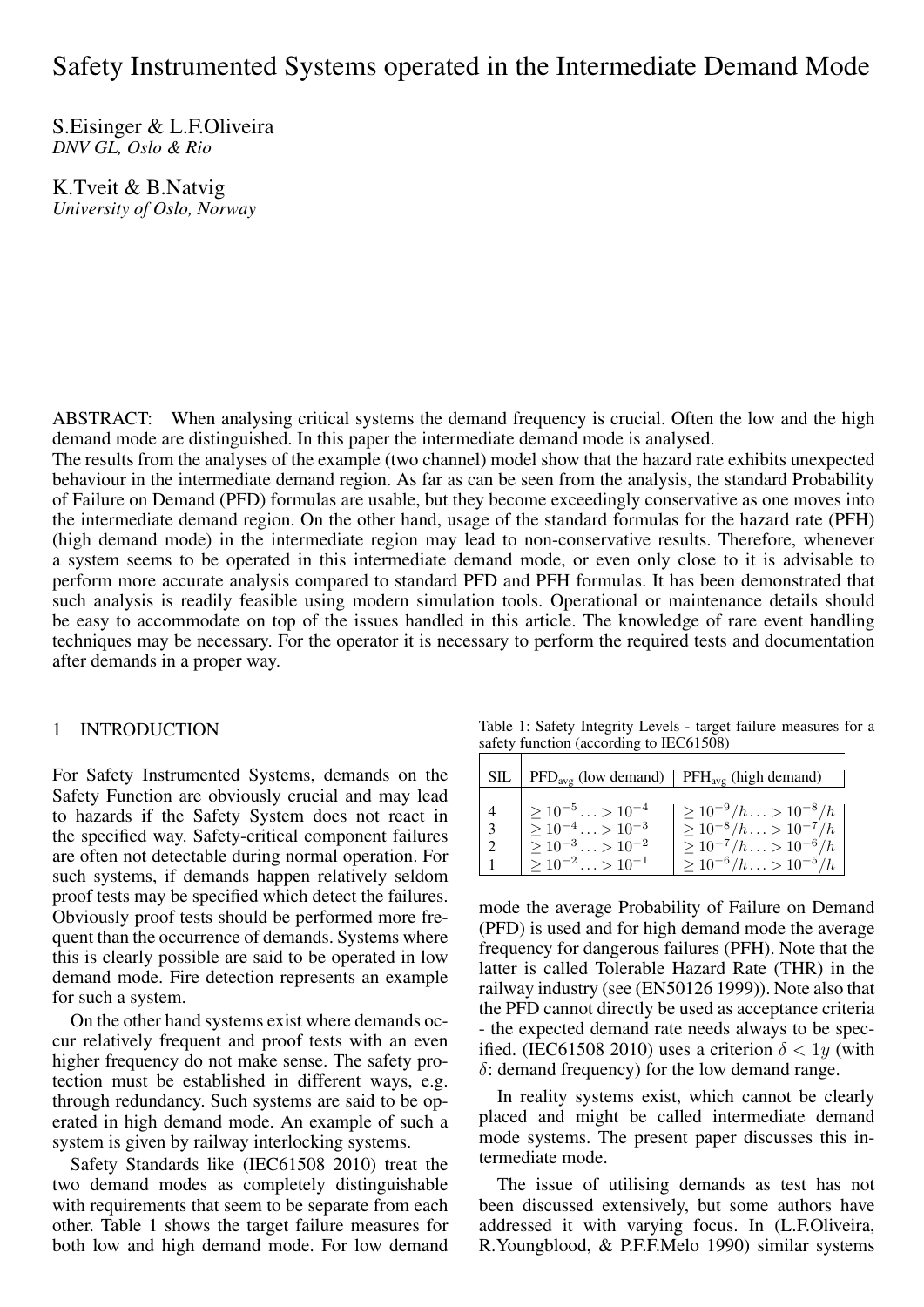# Safety Instrumented Systems operated in the Intermediate Demand Mode

S.Eisinger & L.F.Oliveira
*DNV GL, Oslo & Rio*

K.Tveit & B.Natvig
*University of Oslo, Norway*

ABSTRACT: When analysing critical systems the demand frequency is crucial. Often the low and the high demand mode are distinguished. In this paper the intermediate demand mode is analysed.
The results from the analyses of the example (two channel) model show that the hazard rate exhibits unexpected behaviour in the intermediate demand region. As far as can be seen from the analysis, the standard Probability of Failure on Demand (PFD) formulas are usable, but they become exceedingly conservative as one moves into the intermediate demand region. On the other hand, usage of the standard formulas for the hazard rate (PFH) (high demand mode) in the intermediate region may lead to non-conservative results. Therefore, whenever a system seems to be operated in this intermediate demand mode, or even only close to it is advisable to perform more accurate analysis compared to standard PFD and PFH formulas. It has been demonstrated that such analysis is readily feasible using modern simulation tools. Operational or maintenance details should be easy to accommodate on top of the issues handled in this article. The knowledge of rare event handling techniques may be necessary. For the operator it is necessary to perform the required tests and documentation after demands in a proper way.

## 1 INTRODUCTION

For Safety Instrumented Systems, demands on the Safety Function are obviously crucial and may lead to hazards if the Safety System does not react in the specified way. Safety-critical component failures are often not detectable during normal operation. For such systems, if demands happen relatively seldom proof tests may be specified which detect the failures. Obviously proof tests should be performed more frequent than the occurrence of demands. Systems where this is clearly possible are said to be operated in low demand mode. Fire detection represents an example for such a system.

On the other hand systems exist where demands occur relatively frequent and proof tests with an even higher frequency do not make sense. The safety protection must be established in different ways, e.g. through redundancy. Such systems are said to be operated in high demand mode. An example of such a system is given by railway interlocking systems.

Safety Standards like (IEC61508 2010) treat the two demand modes as completely distinguishable with requirements that seem to be separate from each other. Table 1 shows the target failure measures for both low and high demand mode. For low demand mode the average Probability of Failure on Demand (PFD) is used and for high demand mode the average frequency for dangerous failures (PFH). Note that the latter is called Tolerable Hazard Rate (THR) in the railway industry (see (EN50126 1999)). Note also that the PFD cannot directly be used as acceptance criteria - the expected demand rate needs always to be specified. (IEC61508 2010) uses a criterion $\delta < 1y$ (with $\delta$: demand frequency) for the low demand range.

Table 1: Safety Integrity Levels - target failure measures for a safety function (according to IEC61508)

| SIL | $PFD_{avg}$ (low demand) | $PFH_{avg}$ (high demand) |
|---|---|---|
| 4 | $\geq 10^{-5} \ldots > 10^{-4}$ | $\geq 10^{-9}/h \ldots > 10^{-8}/h$ |
| 3 | $\geq 10^{-4} \ldots > 10^{-3}$ | $\geq 10^{-8}/h \ldots > 10^{-7}/h$ |
| 2 | $\geq 10^{-3} \ldots > 10^{-2}$ | $\geq 10^{-7}/h \ldots > 10^{-6}/h$ |
| 1 | $\geq 10^{-2} \ldots > 10^{-1}$ | $\geq 10^{-6}/h \ldots > 10^{-5}/h$ |

In reality systems exist, which cannot be clearly placed and might be called intermediate demand mode systems. The present paper discusses this intermediate mode.

The issue of utilising demands as test has not been discussed extensively, but some authors have addressed it with varying focus. In (L.F.Oliveira, R.Youngblood, & P.F.F.Melo 1990) similar systems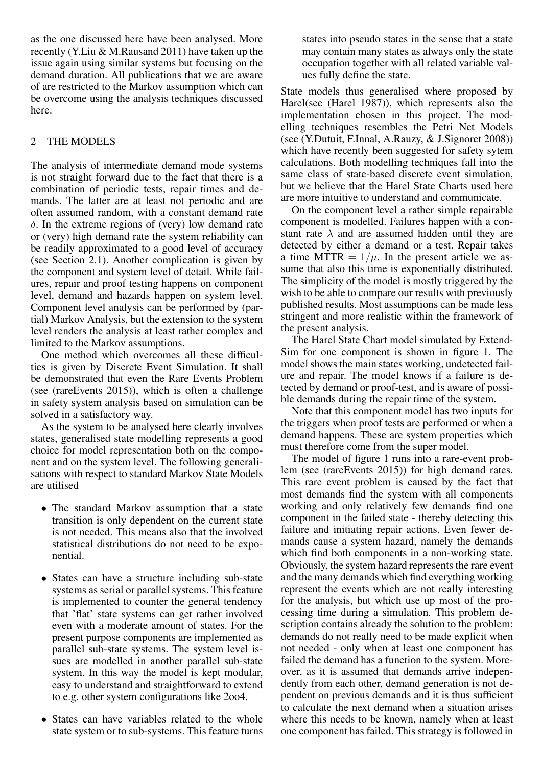as the one discussed here have been analysed. More recently (Y.Liu & M.Rausand 2011) have taken up the issue again using similar systems but focusing on the demand duration. All publications that we are aware of are restricted to the Markov assumption which can be overcome using the analysis techniques discussed here.

## 2 THE MODELS

The analysis of intermediate demand mode systems is not straight forward due to the fact that there is a combination of periodic tests, repair times and demands. The latter are at least not periodic and are often assumed random, with a constant demand rate $\delta$. In the extreme regions of (very) low demand rate or (very) high demand rate the system reliability can be readily approximated to a good level of accuracy (see Section 2.1). Another complication is given by the component and system level of detail. While failures, repair and proof testing happens on component level, demand and hazards happen on system level. Component level analysis can be performed by (partial) Markov Analysis, but the extension to the system level renders the analysis at least rather complex and limited to the Markov assumptions.

One method which overcomes all these difficulties is given by Discrete Event Simulation. It shall be demonstrated that even the Rare Events Problem (see (rareEvents 2015)), which is often a challenge in safety system analysis based on simulation can be solved in a satisfactory way.

As the system to be analysed here clearly involves states, generalised state modelling represents a good choice for model representation both on the component and on the system level. The following generalisations with respect to standard Markov State Models are utilised

- The standard Markov assumption that a state transition is only dependent on the current state is not needed. This means also that the involved statistical distributions do not need to be exponential.
- States can have a structure including sub-state systems as serial or parallel systems. This feature is implemented to counter the general tendency that 'flat' state systems can get rather involved even with a moderate amount of states. For the present purpose components are implemented as parallel sub-state systems. The system level issues are modelled in another parallel sub-state system. In this way the model is kept modular, easy to understand and straightforward to extend to e.g. other system configurations like 2oo4.
- States can have variables related to the whole state system or to sub-systems. This feature turns states into pseudo states in the sense that a state may contain many states as always only the state occupation together with all related variable values fully define the state.

State models thus generalised where proposed by Harel(see (Harel 1987)), which represents also the implementation chosen in this project. The modelling techniques resembles the Petri Net Models (see (Y.Dutuit, F.Innal, A.Rauzy, & J.Signoret 2008)) which have recently been suggested for safety sytem calculations. Both modelling techniques fall into the same class of state-based discrete event simulation, but we believe that the Harel State Charts used here are more intuitive to understand and communicate.

On the component level a rather simple repairable component is modelled. Failures happen with a constant rate $\lambda$ and are assumed hidden until they are detected by either a demand or a test. Repair takes a time MTTR $= 1/\mu$. In the present article we assume that also this time is exponentially distributed. The simplicity of the model is mostly triggered by the wish to be able to compare our results with previously published results. Most assumptions can be made less stringent and more realistic within the framework of the present analysis.

The Harel State Chart model simulated by ExtendSim for one component is shown in figure 1. The model shows the main states working, undetected failure and repair. The model knows if a failure is detected by demand or proof-test, and is aware of possible demands during the repair time of the system.

Note that this component model has two inputs for the triggers when proof tests are performed or when a demand happens. These are system properties which must therefore come from the super model.

The model of figure 1 runs into a rare-event problem (see (rareEvents 2015)) for high demand rates. This rare event problem is caused by the fact that most demands find the system with all components working and only relatively few demands find one component in the failed state - thereby detecting this failure and initiating repair actions. Even fewer demands cause a system hazard, namely the demands which find both components in a non-working state. Obviously, the system hazard represents the rare event and the many demands which find everything working represent the events which are not really interesting for the analysis, but which use up most of the processing time during a simulation. This problem description contains already the solution to the problem: demands do not really need to be made explicit when not needed - only when at least one component has failed the demand has a function to the system. Moreover, as it is assumed that demands arrive independently from each other, demand generation is not dependent on previous demands and it is thus sufficient to calculate the next demand when a situation arises where this needs to be known, namely when at least one component has failed. This strategy is followed in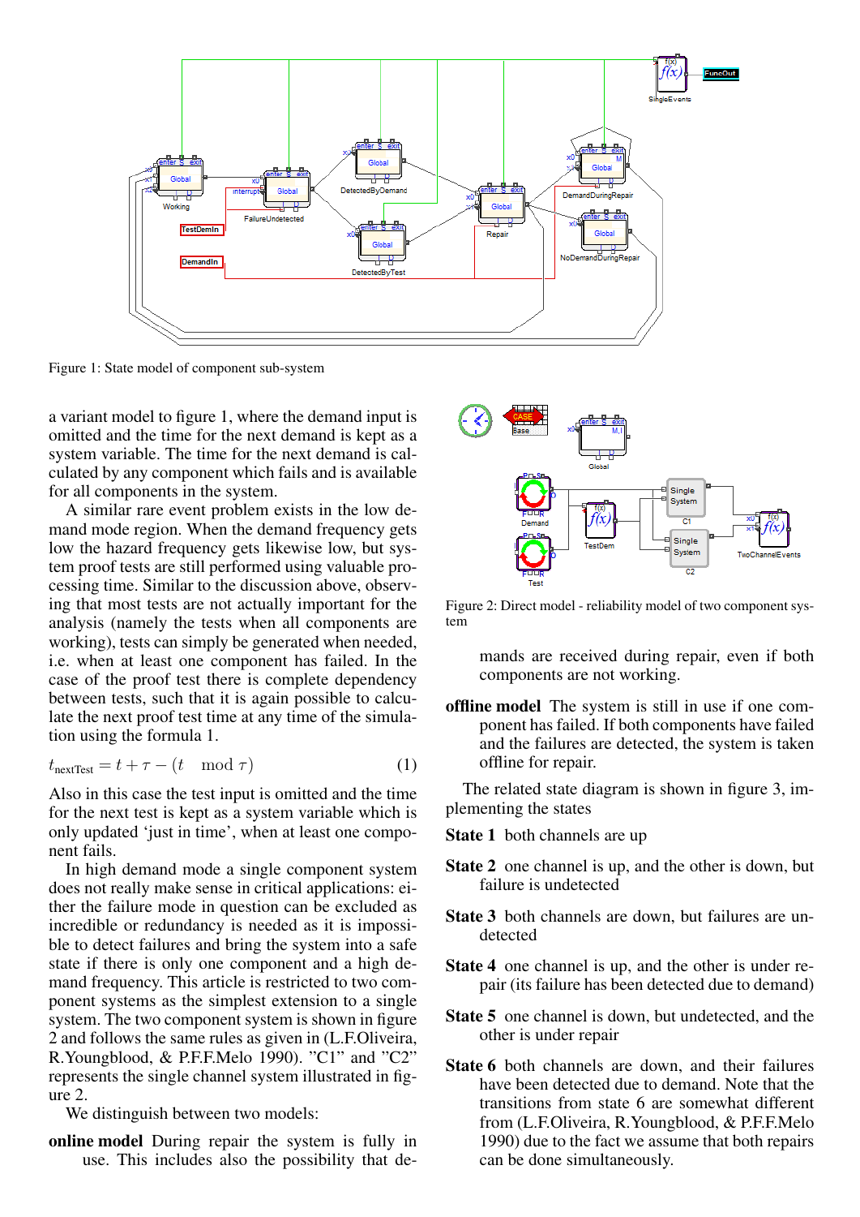Figure 1: State model of component sub-system

a variant model to figure 1, where the demand input is omitted and the time for the next demand is kept as a system variable. The time for the next demand is calculated by any component which fails and is available for all components in the system.

A similar rare event problem exists in the low demand mode region. When the demand frequency gets low the hazard frequency gets likewise low, but system proof tests are still performed using valuable processing time. Similar to the discussion above, observing that most tests are not actually important for the analysis (namely the tests when all components are working), tests can simply be generated when needed, i.e. when at least one component has failed. In the case of the proof test there is complete dependency between tests, such that it is again possible to calculate the next proof test time at any time of the simulation using the formula 1.

$$t_{\text{nextTest}} = t + \tau - (t \mod \tau) \quad (1)$$

Also in this case the test input is omitted and the time for the next test is kept as a system variable which is only updated ‘just in time’, when at least one component fails.

In high demand mode a single component system does not really make sense in critical applications: either the failure mode in question can be excluded as incredible or redundancy is needed as it is impossible to detect failures and bring the system into a safe state if there is only one component and a high demand frequency. This article is restricted to two component systems as the simplest extension to a single system. The two component system is shown in figure 2 and follows the same rules as given in (L.F.Oliveira, R.Youngblood, & P.F.F.Melo 1990). ”C1” and ”C2” represents the single channel system illustrated in figure 2.

We distinguish between two models:

**online model** During repair the system is fully in use. This includes also the possibility that demands are received during repair, even if both components are not working.

Figure 2: Direct model - reliability model of two component system

**offline model** The system is still in use if one component has failed. If both components have failed and the failures are detected, the system is taken offline for repair.

The related state diagram is shown in figure 3, implementing the states

**State 1** both channels are up

**State 2** one channel is up, and the other is down, but failure is undetected

**State 3** both channels are down, but failures are undetected

**State 4** one channel is up, and the other is under repair (its failure has been detected due to demand)

**State 5** one channel is down, but undetected, and the other is under repair

**State 6** both channels are down, and their failures have been detected due to demand. Note that the transitions from state 6 are somewhat different from (L.F.Oliveira, R.Youngblood, & P.F.F.Melo 1990) due to the fact we assume that both repairs can be done simultaneously.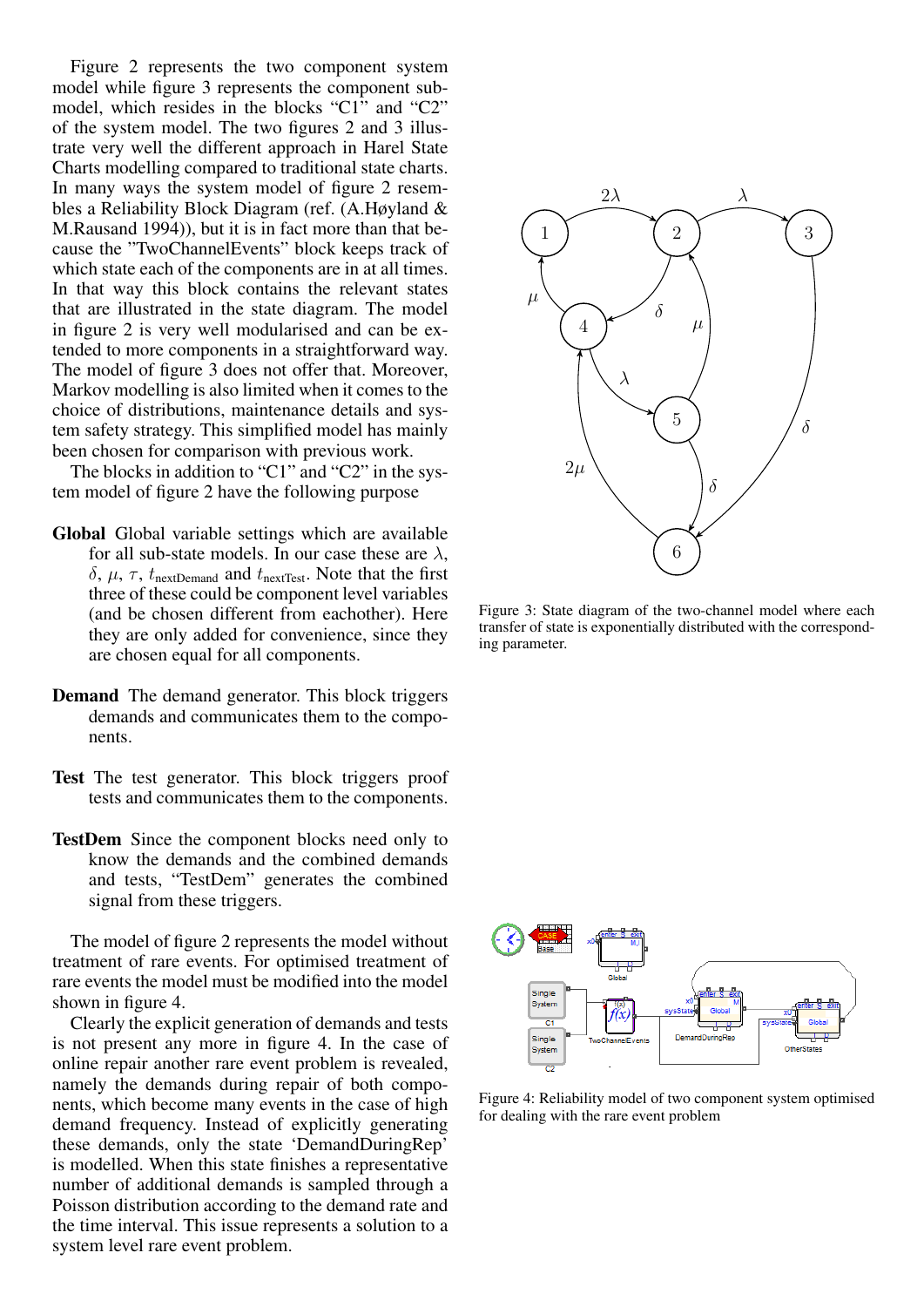Figure 2 represents the two component system model while figure 3 represents the component sub-model, which resides in the blocks "C1" and "C2" of the system model. The two figures 2 and 3 illustrate very well the different approach in Harel State Charts modelling compared to traditional state charts. In many ways the system model of figure 2 resembles a Reliability Block Diagram (ref. (A.Høyland & M.Rausand 1994)), but it is in fact more than that because the "TwoChannelEvents" block keeps track of which state each of the components are in at all times. In that way this block contains the relevant states that are illustrated in the state diagram. The model in figure 2 is very well modularised and can be extended to more components in a straightforward way. The model of figure 3 does not offer that. Moreover, Markov modelling is also limited when it comes to the choice of distributions, maintenance details and system safety strategy. This simplified model has mainly been chosen for comparison with previous work.

The blocks in addition to "C1" and "C2" in the system model of figure 2 have the following purpose

**Global** Global variable settings which are available for all sub-state models. In our case these are $\lambda$, $\delta$, $\mu$, $\tau$, $t_{\text{nextDemand}}$ and $t_{\text{nextTest}}$. Note that the first three of these could be component level variables (and be chosen different from eachother). Here they are only added for convenience, since they are chosen equal for all components.

**Demand** The demand generator. This block triggers demands and communicates them to the components.

**Test** The test generator. This block triggers proof tests and communicates them to the components.

**TestDem** Since the component blocks need only to know the demands and the combined demands and tests, "TestDem" generates the combined signal from these triggers.

The model of figure 2 represents the model without treatment of rare events. For optimised treatment of rare events the model must be modified into the model shown in figure 4.

Clearly the explicit generation of demands and tests is not present any more in figure 4. In the case of online repair another rare event problem is revealed, namely the demands during repair of both components, which become many events in the case of high demand frequency. Instead of explicitly generating these demands, only the state 'DemandDuringRep' is modelled. When this state finishes a representative number of additional demands is sampled through a Poisson distribution according to the demand rate and the time interval. This issue represents a solution to a system level rare event problem.

Figure 3: State diagram of the two-channel model where each transfer of state is exponentially distributed with the corresponding parameter.

Figure 4: Reliability model of two component system optimised for dealing with the rare event problem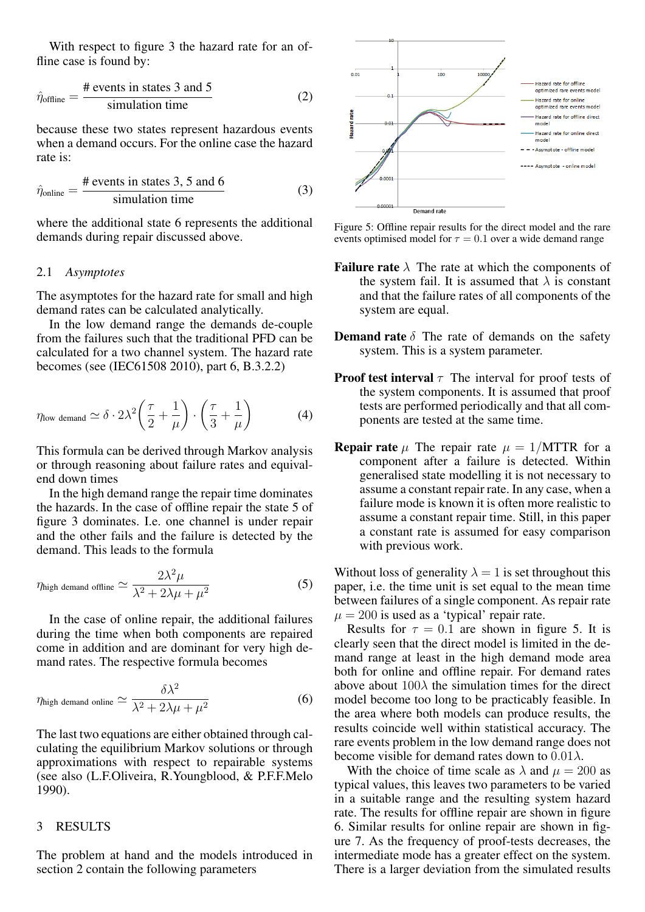With respect to figure 3 the hazard rate for an offline case is found by:

$$\hat{\eta}_{\text{offline}} = \frac{\text{\# events in states 3 and 5}}{\text{simulation time}} \tag{2}$$

because these two states represent hazardous events when a demand occurs. For the online case the hazard rate is:

$$\hat{\eta}_{\text{online}} = \frac{\text{\# events in states 3, 5 and 6}}{\text{simulation time}} \tag{3}$$

where the additional state 6 represents the additional demands during repair discussed above.

### 2.1 *Asymptotes*

The asymptotes for the hazard rate for small and high demand rates can be calculated analytically.

In the low demand range the demands de-couple from the failures such that the traditional PFD can be calculated for a two channel system. The hazard rate becomes (see (IEC61508 2010), part 6, B.3.2.2)

$$\eta_{\text{low demand}} \simeq \delta \cdot 2\lambda^2 \left(\frac{\tau}{2} + \frac{1}{\mu}\right) \cdot \left(\frac{\tau}{3} + \frac{1}{\mu}\right) \tag{4}$$

This formula can be derived through Markov analysis or through reasoning about failure rates and equivalend down times

In the high demand range the repair time dominates the hazards. In the case of offline repair the state 5 of figure 3 dominates. I.e. one channel is under repair and the other fails and the failure is detected by the demand. This leads to the formula

$$\eta_{\text{high demand offline}} \simeq \frac{2\lambda^2\mu}{\lambda^2 + 2\lambda\mu + \mu^2} \tag{5}$$

In the case of online repair, the additional failures during the time when both components are repaired come in addition and are dominant for very high demand rates. The respective formula becomes

$$\eta_{\text{high demand online}} \simeq \frac{\delta\lambda^2}{\lambda^2 + 2\lambda\mu + \mu^2} \tag{6}$$

The last two equations are either obtained through calculating the equilibrium Markov solutions or through approximations with respect to repairable systems (see also (L.F.Oliveira, R.Youngblood, & P.F.F.Melo 1990).

## 3 RESULTS

The problem at hand and the models introduced in section 2 contain the following parameters

Figure 5: Offline repair results for the direct model and the rare events optimised model for $\tau = 0.1$ over a wide demand range

**Failure rate** $\lambda$ The rate at which the components of the system fail. It is assumed that $\lambda$ is constant and that the failure rates of all components of the system are equal.

**Demand rate** $\delta$ The rate of demands on the safety system. This is a system parameter.

**Proof test interval** $\tau$ The interval for proof tests of the system components. It is assumed that proof tests are performed periodically and that all components are tested at the same time.

**Repair rate** $\mu$ The repair rate $\mu = 1/\text{MTTR}$ for a component after a failure is detected. Within generalised state modelling it is not necessary to assume a constant repair rate. In any case, when a failure mode is known it is often more realistic to assume a constant repair time. Still, in this paper a constant rate is assumed for easy comparison with previous work.

Without loss of generality $\lambda = 1$ is set throughout this paper, i.e. the time unit is set equal to the mean time between failures of a single component. As repair rate $\mu = 200$ is used as a 'typical' repair rate.

Results for $\tau = 0.1$ are shown in figure 5. It is clearly seen that the direct model is limited in the demand range at least in the high demand mode area both for online and offline repair. For demand rates above about $100\lambda$ the simulation times for the direct model become too long to be practicably feasible. In the area where both models can produce results, the results coincide well within statistical accuracy. The rare events problem in the low demand range does not become visible for demand rates down to $0.01\lambda$.

With the choice of time scale as $\lambda$ and $\mu = 200$ as typical values, this leaves two parameters to be varied in a suitable range and the resulting system hazard rate. The results for offline repair are shown in figure 6. Similar results for online repair are shown in figure 7. As the frequency of proof-tests decreases, the intermediate mode has a greater effect on the system. There is a larger deviation from the simulated results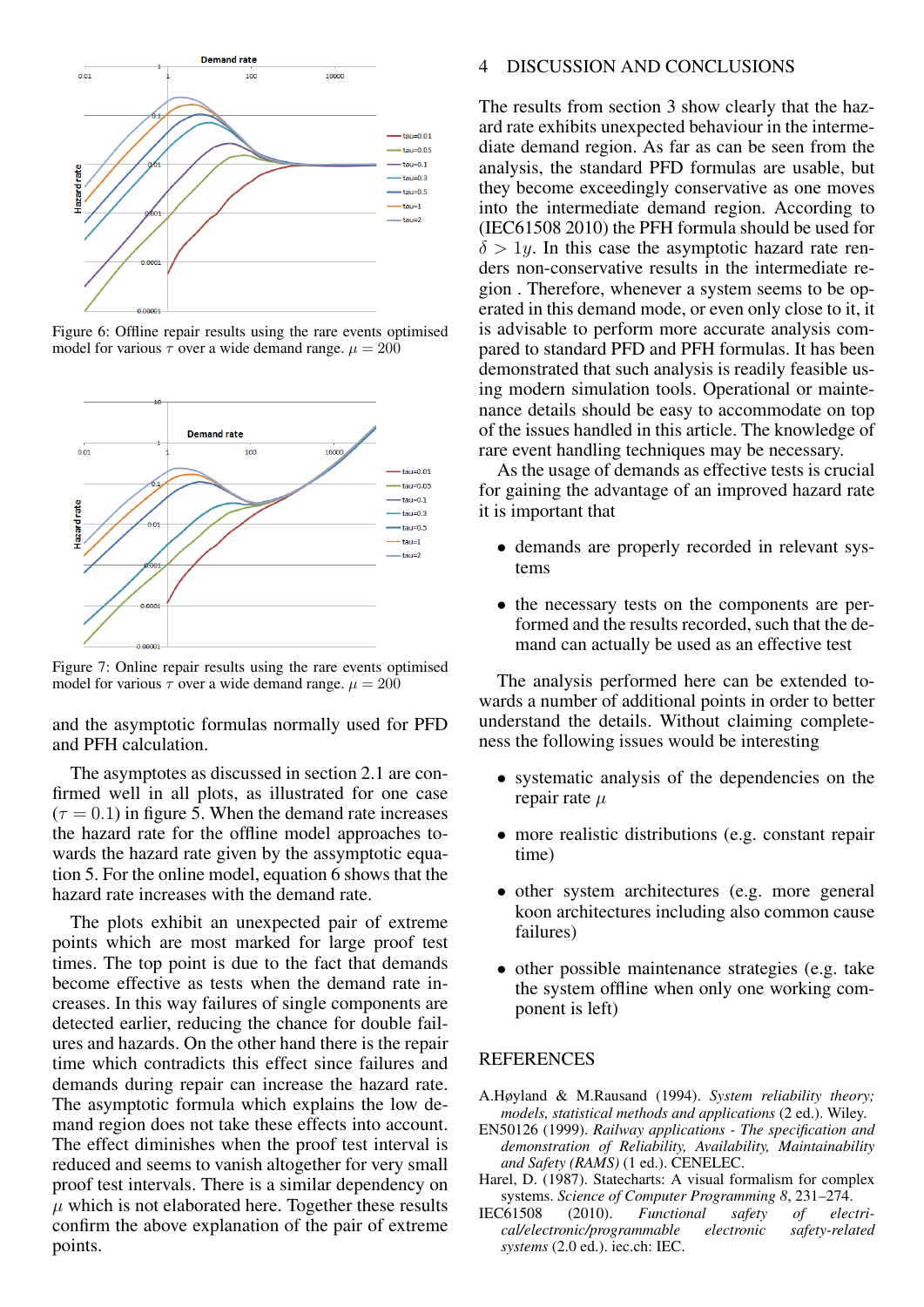Figure 6: Offline repair results using the rare events optimised model for various $\tau$ over a wide demand range. $\mu = 200$

Figure 7: Online repair results using the rare events optimised model for various $\tau$ over a wide demand range. $\mu = 200$

and the asymptotic formulas normally used for PFD and PFH calculation.

The asymptotes as discussed in section 2.1 are confirmed well in all plots, as illustrated for one case ($\tau = 0.1$) in figure 5. When the demand rate increases the hazard rate for the offline model approaches towards the hazard rate given by the assymptotic equation 5. For the online model, equation 6 shows that the hazard rate increases with the demand rate.

The plots exhibit an unexpected pair of extreme points which are most marked for large proof test times. The top point is due to the fact that demands become effective as tests when the demand rate increases. In this way failures of single components are detected earlier, reducing the chance for double failures and hazards. On the other hand there is the repair time which contradicts this effect since failures and demands during repair can increase the hazard rate. The asymptotic formula which explains the low demand region does not take these effects into account. The effect diminishes when the proof test interval is reduced and seems to vanish altogether for very small proof test intervals. There is a similar dependency on $\mu$ which is not elaborated here. Together these results confirm the above explanation of the pair of extreme points.

# 4 DISCUSSION AND CONCLUSIONS

The results from section 3 show clearly that the hazard rate exhibits unexpected behaviour in the intermediate demand region. As far as can be seen from the analysis, the standard PFD formulas are usable, but they become exceedingly conservative as one moves into the intermediate demand region. According to (IEC61508 2010) the PFH formula should be used for $\delta > 1y$. In this case the asymptotic hazard rate renders non-conservative results in the intermediate region . Therefore, whenever a system seems to be operated in this demand mode, or even only close to it, it is advisable to perform more accurate analysis compared to standard PFD and PFH formulas. It has been demonstrated that such analysis is readily feasible using modern simulation tools. Operational or maintenance details should be easy to accommodate on top of the issues handled in this article. The knowledge of rare event handling techniques may be necessary.

As the usage of demands as effective tests is crucial for gaining the advantage of an improved hazard rate it is important that

- demands are properly recorded in relevant systems
- the necessary tests on the components are performed and the results recorded, such that the demand can actually be used as an effective test

The analysis performed here can be extended towards a number of additional points in order to better understand the details. Without claiming completeness the following issues would be interesting

- systematic analysis of the dependencies on the repair rate $\mu$
- more realistic distributions (e.g. constant repair time)
- other system architectures (e.g. more general koon architectures including also common cause failures)
- other possible maintenance strategies (e.g. take the system offline when only one working component is left)

# REFERENCES

A.Høyland & M.Rausand (1994). *System reliability theory; models, statistical methods and applications* (2 ed.). Wiley.

EN50126 (1999). *Railway applications - The specification and demonstration of Reliability, Availability, Maintainability and Safety (RAMS)* (1 ed.). CENELEC.

Harel, D. (1987). Statecharts: A visual formalism for complex systems. *Science of Computer Programming 8*, 231–274.

IEC61508 (2010). *Functional safety of electrical/electronic/programmable electronic safety-related systems* (2.0 ed.). iec.ch: IEC.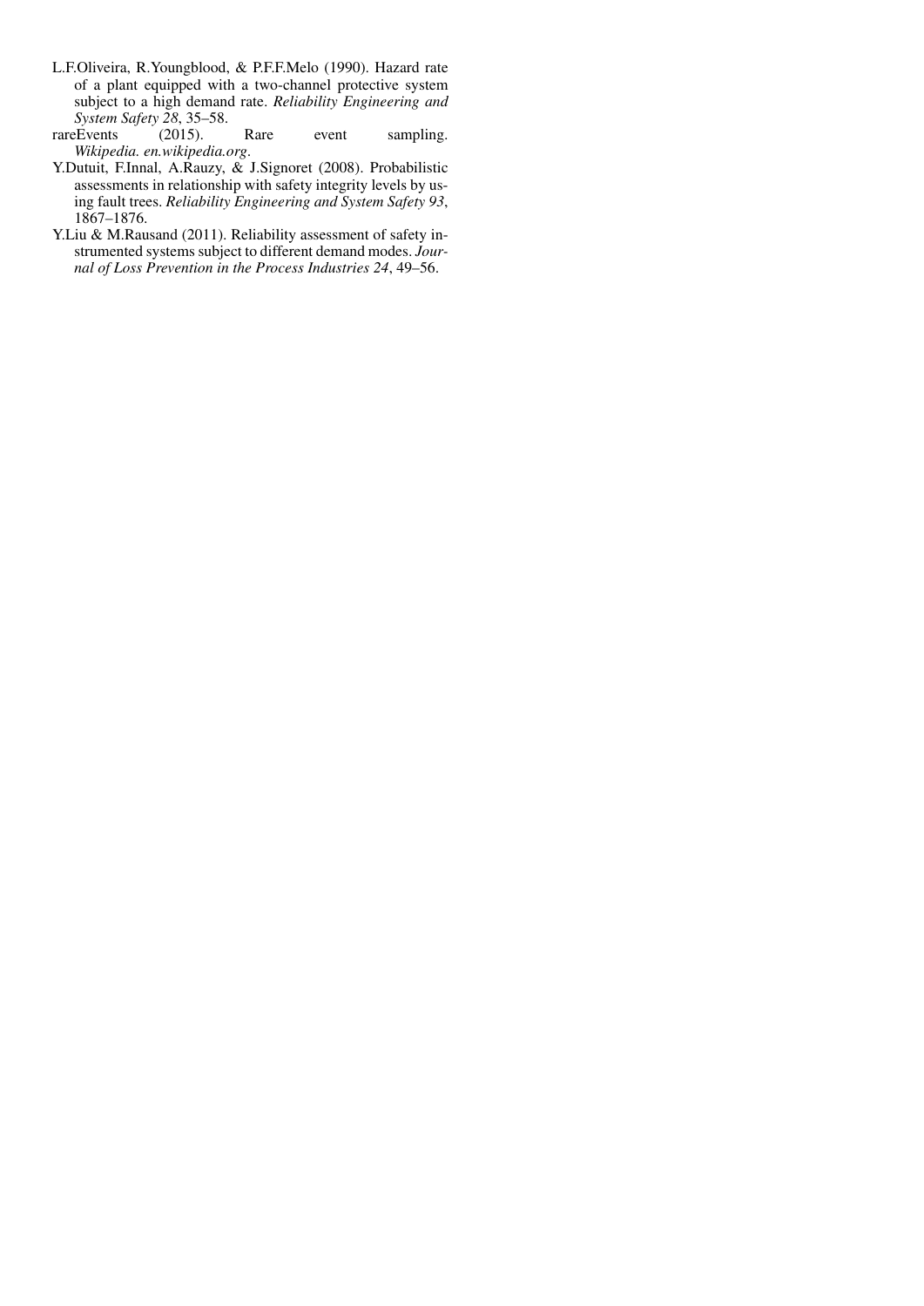L.F.Oliveira, R.Youngblood, & P.F.F.Melo (1990). Hazard rate of a plant equipped with a two-channel protective system subject to a high demand rate. *Reliability Engineering and System Safety 28*, 35–58.

rareEvents (2015). Rare event sampling. *Wikipedia. en.wikipedia.org*.

Y.Dutuit, F.Innal, A.Rauzy, & J.Signoret (2008). Probabilistic assessments in relationship with safety integrity levels by using fault trees. *Reliability Engineering and System Safety 93*, 1867–1876.

Y.Liu & M.Rausand (2011). Reliability assessment of safety instrumented systems subject to different demand modes. *Journal of Loss Prevention in the Process Industries 24*, 49–56.